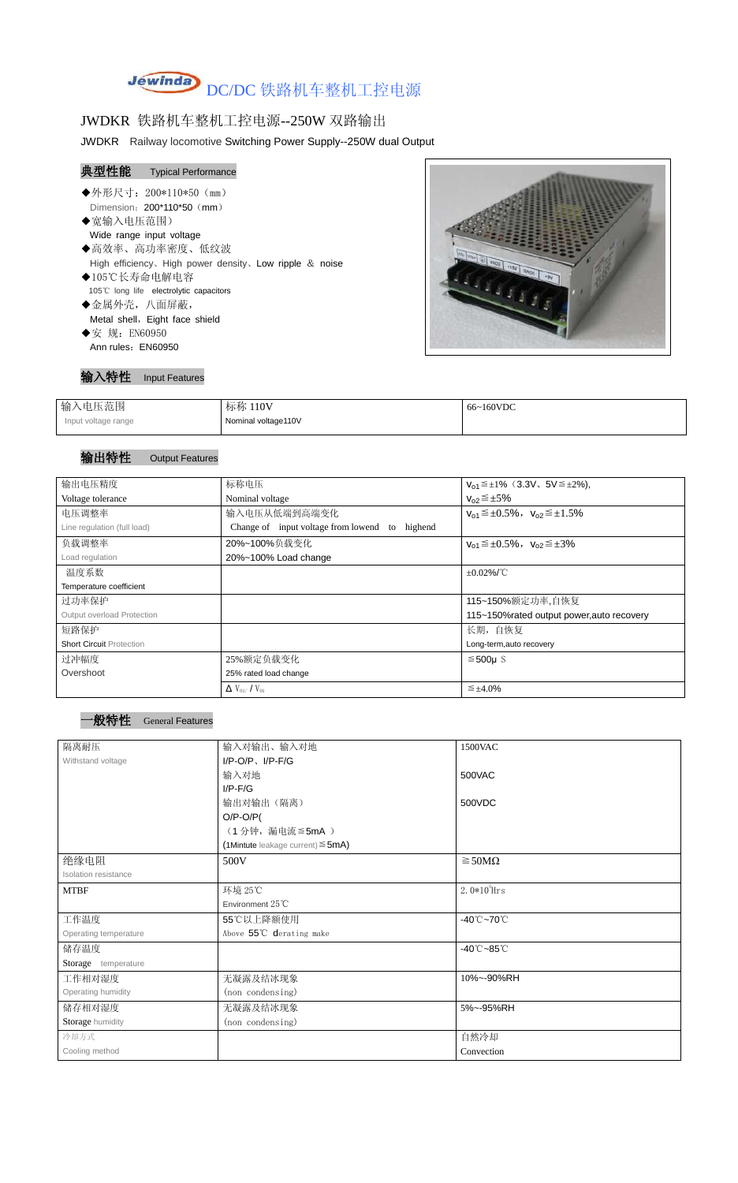# DC/DC 铁路机车整机工控电源

## JWDKR 铁路机车整机工控电源--250W 双路输出

JWDKR Railway locomotive Switching Power Supply--250W dual Output

### 典型性能 Typical Performance

- ◆外形尺寸：200*110*50（mm）
  Dimension：200*110*50（mm）
- ◆宽输入电压范围）
  Wide range input voltage
- ◆高效率、高功率密度、低纹波
  High efficiency、High power density、Low ripple ＆ noise
- ◆105℃长寿命电解电容
  105℃ long life electrolytic capacitors
- ◆金属外壳，八面屏蔽，
  Metal shell，Eight face shield
- ◆安 规：EN60950
  Ann rules：EN60950

### 输入特性 Input Features

| 输入电压范围 Input voltage range | 标称 110V Nominal voltage110V | 66~160VDC |
|---|---|---|

### 输出特性 Output Features

| | | |
|---|---|---|
| 输出电压精度 Voltage tolerance | 标称电压 Nominal voltage | $V_{01}$≦±1%（3.3V、5V≦±2%), $V_{02}$≦±5% |
| 电压调整率 Line regulation (full load) | 输入电压从低端到高端变化 Change of input voltage from lowend to highend | $V_{01}$≦±0.5%，$V_{02}$≦±1.5% |
| 负载调整率 Load regulation | 20%~100%负载变化 20%~100% Load change | $V_{01}$≦±0.5%，$V_{02}$≦±3% |
| 温度系数 Temperature coefficient | | ±0.02%/℃ |
| 过功率保护 Output overload Protection | | 115~150%额定功率,自恢复 115~150%rated output power,auto recovery |
| 短路保护 Short Circuit Protection | | 长期，自恢复 Long-term,auto recovery |
| 过冲幅度 Overshoot | 25%额定负载变化 25% rated load change | ≦500μ S |
| | Δ $V_{01}$ / $V_{01}$ | ≦±4.0% |

### 一般特性 General Features

| | | |
|---|---|---|
| 隔离耐压 Withstand voltage | 输入对输出、输入对地 I/P-O/P、I/P-F/G | 1500VAC |
| | 输入对地 I/P-F/G | 500VAC |
| | 输出对输出（隔离） O/P-O/P( | 500VDC |
| | （1 分钟，漏电流≦5mA ） (1Mintute leakage current)≦5mA) | |
| 绝缘电阻 Isolation resistance | 500V | ≧50MΩ |
| MTBF | 环境 25℃ Environment 25℃ | 2.0*10[5]Hrs |
| 工作温度 Operating temperature | 55℃以上降额使用 Above 55℃ derating make | -40℃~70℃ |
| 储存温度 Storage temperature | | -40℃~85℃ |
| 工作相对湿度 Operating humidity | 无凝露及结冰现象 (non condensing) | 10%~-90%RH |
| 储存相对湿度 Storage humidity | 无凝露及结冰现象 (non condensing) | 5%~-95%RH |
| 冷却方式 Cooling method | | 自然冷却 Convection |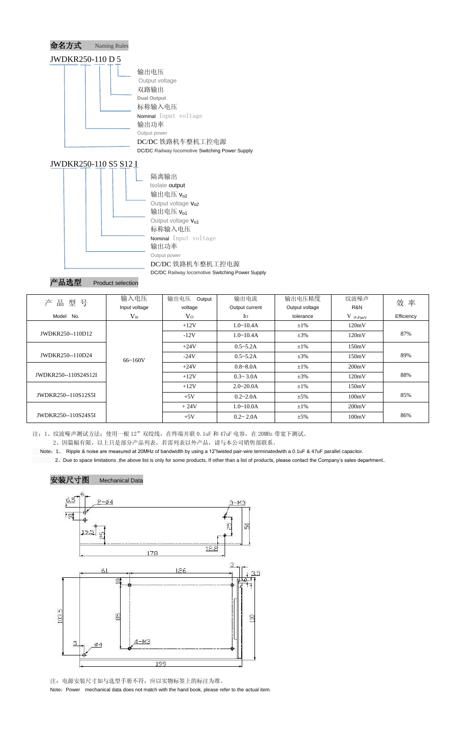## 命名方式 Naming Rules

JWDKR250-110 D 5

- 输出电压 Output voltage
- 双路输出 Dual Output
- 标称输入电压 Nominal Input voltage
- 输出功率 Output power
- DC/DC 铁路机车整机工控电源 DC/DC Railway locomotive Switching Power Supply

JWDKR250-110 S5 S12 I

- 隔离输出 Isolate output
- 输出电压 $V_{o2}$ Output voltage $V_{o2}$
- 输出电压 $V_{o1}$ Output voltage $V_{o1}$
- 标称输入电压 Nominal Input voltage
- 输出功率 Output power
- DC/DC 铁路机车整机工控电源 DC/DC Railway locomotive Switching Power Supply

## 产品选型 Product selection

| 产 品 型 号 Model No. | 输入电压 Input voltage $V_{in}$ | 输出电压 Output voltage Vo | 输出电流 Output current Io | 输出电压精度 Output voltage tolerance | 纹波噪声 R&N $V_{(P-P)mV}$ | 效 率 Efficiency |
|---|---|---|---|---|---|---|
| JWDKR250--110D12 | 66~160V | +12V | 1.0~10.4A | ±1% | 120mV | 87% |
| | | -12V | 1.0~10.4A | ±3% | 120mV | |
| JWDKR250--110D24 | | +24V | 0.5~5.2A | ±1% | 150mV | 89% |
| | | -24V | 0.5~5.2A | ±3% | 150mV | |
| JWDKR250--110S24S12I | | +24V | 0.8~8.0A | ±1% | 200mV | 88% |
| | | +12V | 0.3~ 3.0A | ±3% | 120mV | |
| JWDKR250--110S12S5I | | +12V | 2.0~20.0A | ±1% | 150mV | 85% |
| | | +5V | 0.2~2.0A | ±5% | 100mV | |
| JWDKR250--110S24S5I | | + 24V | 1.0~10.0A | ±1% | 200mV | 86% |
| | | +5V | 0.2~ 2.0A | ±5% | 100mV | |

注：1、纹波噪声测试方法：使用一根 12”双绞线，在终端并联 0.1uF 和 47uF 电容，在 20MHz 带宽下测试。

2、因篇幅有限，以上只是部分产品列表，若需列表以外产品，请与本公司销售部联系。

Note：1、 Ripple & noise are measured at 20MHz of bandwidth by using a 12"twisted pair-wire terminatedwith a 0.1uF & 47uF parallel capacitor.

2、Due to space limitations ,the above list is only for some products, If other than a list of products, please contact the Company's sales department..

## 安装尺寸图 Mechanical Data

6.5 6 2-Φ4 3-M3 10 19.5 25 25 50 12.8 178

61 126 3 3.5 10 6 103.5 85 110 5 Φ4 4-M3 199

注：电源安装尺寸如与选型手册不符，应以实物标签上的标注为准。

Note：Power mechanical data does not match with the hand book, please refer to the actual item.